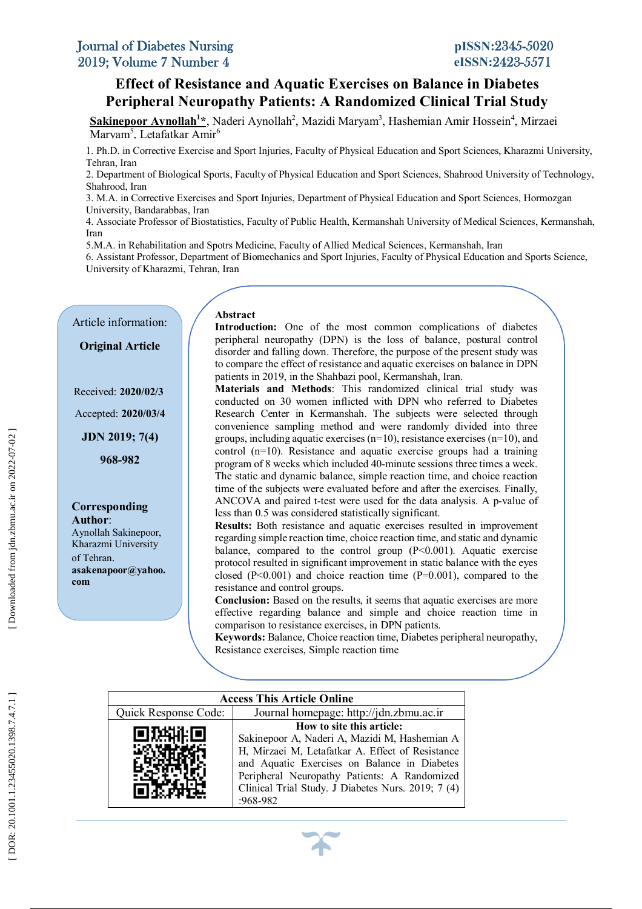# Effect of Resistance and Aquatic Exercises on Balance in Diabetes Peripheral Neuropathy Patients: A Randomized Clinical Trial Study

**Sakinepoor Aynollah[1]***, Naderi Aynollah[2], Mazidi Maryam[3], Hashemian Amir Hossein[4], Mirzaei Maryam[5], Letafatkar Amir[6]

1. Ph.D. in Corrective Exercise and Sport Injuries, Faculty of Physical Education and Sport Sciences, Kharazmi University, Tehran, Iran
2. Department of Biological Sports, Faculty of Physical Education and Sport Sciences, Shahrood University of Technology, Shahrood, Iran
3. M.A. in Corrective Exercises and Sport Injuries, Department of Physical Education and Sport Sciences, Hormozgan University, Bandarabbas, Iran
4. Associate Professor of Biostatistics, Faculty of Public Health, Kermanshah University of Medical Sciences, Kermanshah, Iran
5. M.A. in Rehabilitation and Spotrs Medicine, Faculty of Allied Medical Sciences, Kermanshah, Iran
6. Assistant Professor, Department of Biomechanics and Sport Injuries, Faculty of Physical Education and Sports Science, University of Kharazmi, Tehran, Iran

Article information:

**Original Article**

Received: **2020/02/3**

Accepted: **2020/03/4**

**JDN 2019; 7(4)**

**968-982**

**Corresponding Author**:
Aynollah Sakinepoor, Kharazmi University of Tehran.
**asakenapoor@yahoo.com**

## Abstract

**Introduction:** One of the most common complications of diabetes peripheral neuropathy (DPN) is the loss of balance, postural control disorder and falling down. Therefore, the purpose of the present study was to compare the effect of resistance and aquatic exercises on balance in DPN patients in 2019, in the Shahbazi pool, Kermanshah, Iran.

**Materials and Methods**: This randomized clinical trial study was conducted on 30 women inflicted with DPN who referred to Diabetes Research Center in Kermanshah. The subjects were selected through convenience sampling method and were randomly divided into three groups, including aquatic exercises (n=10), resistance exercises (n=10), and control (n=10). Resistance and aquatic exercise groups had a training program of 8 weeks which included 40-minute sessions three times a week. The static and dynamic balance, simple reaction time, and choice reaction time of the subjects were evaluated before and after the exercises. Finally, ANCOVA and paired t-test were used for the data analysis. A p-value of less than 0.5 was considered statistically significant.

**Results:** Both resistance and aquatic exercises resulted in improvement regarding simple reaction time, choice reaction time, and static and dynamic balance, compared to the control group ($P<0.001$). Aquatic exercise protocol resulted in significant improvement in static balance with the eyes closed ($P<0.001$) and choice reaction time ($P=0.001$), compared to the resistance and control groups.

**Conclusion:** Based on the results, it seems that aquatic exercises are more effective regarding balance and simple and choice reaction time in comparison to resistance exercises, in DPN patients.

**Keywords:** Balance, Choice reaction time, Diabetes peripheral neuropathy, Resistance exercises, Simple reaction time

| Access This Article Online | |
|---|---|
| Quick Response Code: | Journal homepage: http://jdn.zbmu.ac.ir |
| | **How to site this article:** Sakinepoor A, Naderi A, Mazidi M, Hashemian A H, Mirzaei M, Letafatkar A. Effect of Resistance and Aquatic Exercises on Balance in Diabetes Peripheral Neuropathy Patients: A Randomized Clinical Trial Study. J Diabetes Nurs. 2019; 7 (4) :968-982 |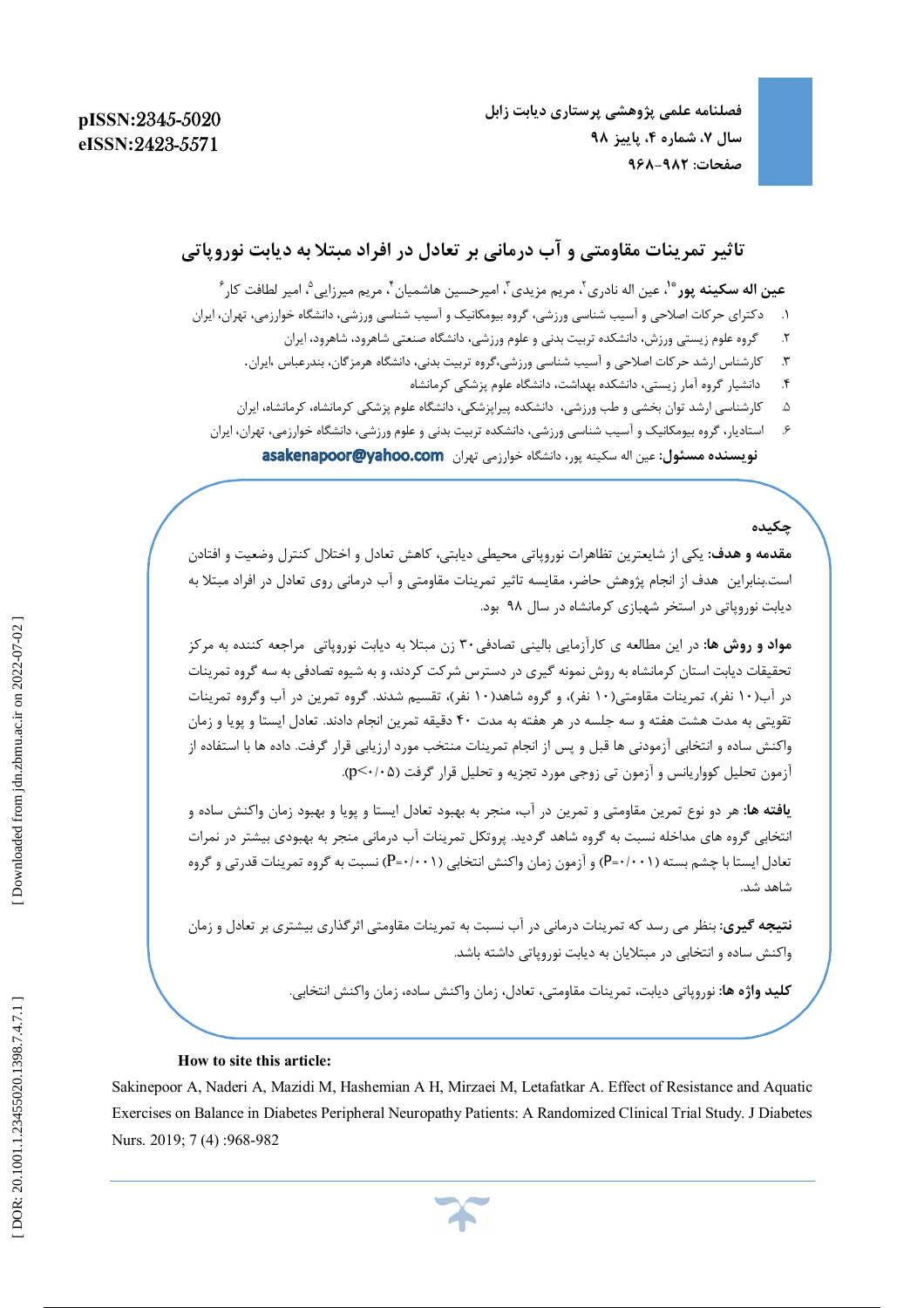# تاثیر تمرینات مقاومتی و آب درمانی بر تعادل در افراد مبتلا به دیابت نوروپاتی

**عین اله سکینه پور**[*1]، عین اله نادری[2]، مریم مزیدی[3]، امیرحسین هاشمیان[4]، مریم میرزایی[5]، امیر لطافت کار[6]

۱. دکترای حرکات اصلاحی و آسیب شناسی ورزشی، گروه بیومکانیک و آسیب شناسی ورزشی، دانشگاه خوارزمی، تهران، ایران

۲. گروه علوم زیستی ورزش، دانشکده تربیت بدنی و علوم ورزشی، دانشگاه صنعتی شاهرود، شاهرود، ایران

۳. کارشناس ارشد حرکات اصلاحی و آسیب شناسی ورزشی،گروه تربیت بدنی، دانشگاه هرمزگان، بندرعباس ،ایران.

۴. دانشیار گروه آمار زیستی، دانشکده بهداشت، دانشگاه علوم پزشکی کرمانشاه

۵. کارشناسی ارشد توان بخشی و طب ورزشی، دانشکده پیراپزشکی، دانشگاه علوم پزشکی کرمانشاه، کرمانشاه، ایران

۶. استادیار، گروه بیومکانیک و آسیب شناسی ورزشی، دانشکده تربیت بدنی و علوم ورزشی، دانشگاه خوارزمی، تهران، ایران

**نویسنده مسئول:** عین اله سکینه پور، دانشگاه خوارزمی تهران asakenapoor@yahoo.com

## چکیده

**مقدمه و هدف:** یکی از شایعترین تظاهرات نوروپاتی محیطی دیابتی، کاهش تعادل و اختلال کنترل وضعیت و افتادن است.بنابراین هدف از انجام پژوهش حاضر، مقایسه تاثیر تمرینات مقاومتی و آب درمانی روی تعادل در افراد مبتلا به دیابت نوروپاتی در استخر شهبازی کرمانشاه در سال ۹۸ بود.

**مواد و روش ها:** در این مطالعه ی کارآزمایی بالینی تصادفی۳۰ زن مبتلا به دیابت نوروپاتی مراجعه کننده به مرکز تحقیقات دیابت استان کرمانشاه به روش نمونه گیری در دسترس شرکت کردند، و به شیوه تصادفی به سه گروه تمرینات در آب(۱۰ نفر)، تمرینات مقاومتی(۱۰ نفر)، و گروه شاهد(۱۰ نفر)، تقسیم شدند. گروه تمرین در آب وگروه تمرینات تقویتی به مدت هشت هفته و سه جلسه در هر هفته به مدت ۴۰ دقیقه تمرین انجام دادند. تعادل ایستا و پویا و زمان واکنش ساده و انتخابی آزمودنی ها قبل و پس از انجام تمرینات منتخب مورد ارزیابی قرار گرفت. داده ها با استفاده از آزمون تحلیل کوواریانس و آزمون تی زوجی مورد تجزیه و تحلیل قرار گرفت (p<۰/۰۵).

**یافته ها:** هر دو نوع تمرین مقاومتی و تمرین در آب، منجر به بهبود تعادل ایستا و پویا و بهبود زمان واکنش ساده و انتخابی گروه های مداخله نسبت به گروه شاهد گردید. پروتکل تمرینات آب درمانی منجر به بهبودی بیشتر در نمرات تعادل ایستا با چشم بسته (P=۰/۰۰۱) و آزمون زمان واکنش انتخابی (P=۰/۰۰۱) نسبت به گروه تمرینات قدرتی و گروه شاهد شد.

**نتیجه گیری:** بنظر می رسد که تمرینات درمانی در آب نسبت به تمرینات مقاومتی اثرگذاری بیشتری بر تعادل و زمان واکنش ساده و انتخابی در مبتلایان به دیابت نوروپاتی داشته باشد.

**کلید واژه ها:** نوروپاتی دیابت، تمرینات مقاومتی، تعادل، زمان واکنش ساده، زمان واکنش انتخابی.

**How to site this article:**

Sakinepoor A, Naderi A, Mazidi M, Hashemian A H, Mirzaei M, Letafatkar A. Effect of Resistance and Aquatic Exercises on Balance in Diabetes Peripheral Neuropathy Patients: A Randomized Clinical Trial Study. J Diabetes Nurs. 2019; 7 (4) :968-982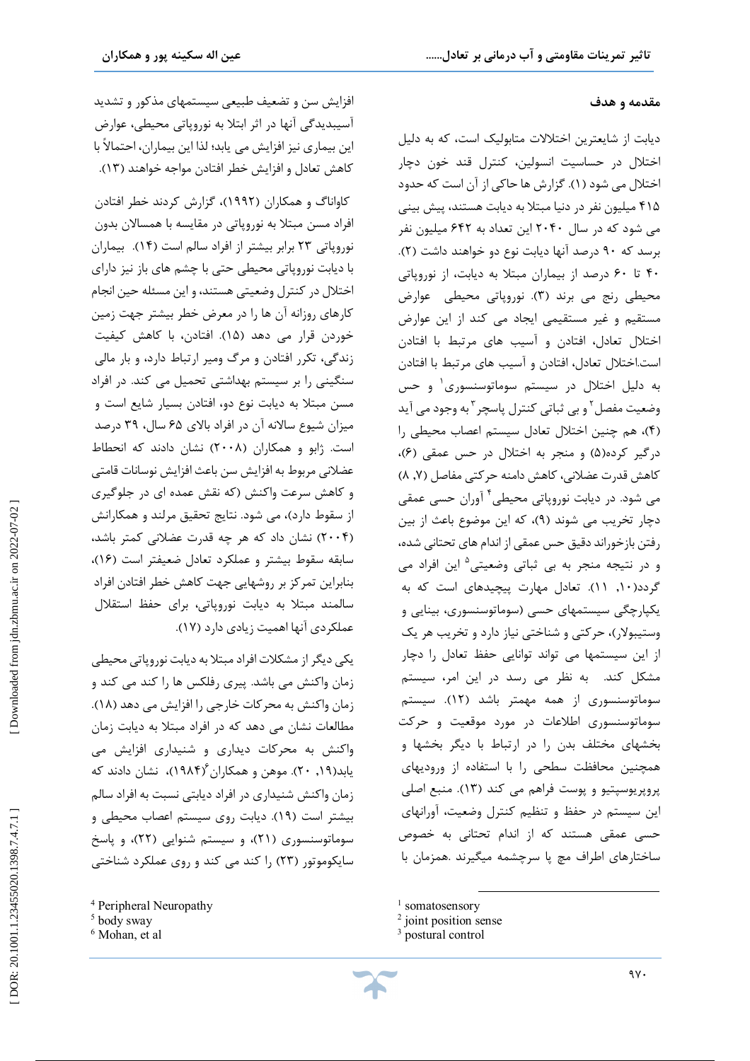## مقدمه و هدف

دیابت از شایعترین اختلالات متابولیک است، که به دلیل اختلال در حساسیت انسولین، کنترل قند خون دچار اختلال می شود (۱). گزارش ها حاکی از آن است که حدود ۴۱۵ میلیون نفر در دنیا مبتلا به دیابت هستند، پیش بینی می شود که در سال ۲۰۴۰ این تعداد به ۶۴۲ میلیون نفر برسد که ۹۰ درصد آنها دیابت نوع دو خواهند داشت (۲). ۴۰ تا ۶۰ درصد از بیماران مبتلا به دیابت، از نوروپاتی محیطی رنج می برند (۳). نوروپاتی محیطی عوارض مستقیم و غیر مستقیمی ایجاد می کند از این عوارض اختلال تعادل، افتادن و آسیب های مرتبط با افتادن است.اختلال تعادل، افتادن و آسیب های مرتبط با افتادن به دلیل اختلال در سیستم سوماتوسنسوری[1] و حس وضعیت مفصل[2] و بی ثباتی کنترل پاسچر[3] به وجود می آید (۴)، هم چنین اختلال تعادل سیستم اعصاب محیطی را درگیر کرده(۵) و منجر به اختلال در حس عمقی (۶)، کاهش قدرت عضلانی، کاهش دامنه حرکتی مفاصل (۷, ۸) می شود. در دیابت نوروپاتی محیطی[4] آوران حسی عمقی دچار تخریب می شوند (۹)، که این موضوع باعث از بین رفتن بازخوراند دقیق حس عمقی از اندام های تحتانی شده، و در نتیجه منجر به بی ثباتی وضعیتی[5] این افراد می گردد(۱۰, ۱۱). تعادل مهارت پیچیدهای است که به یکپارچگی سیستمهای حسی (سوماتوسنسوری، بینایی و وستیبولار)، حرکتی و شناختی نیاز دارد و تخریب هر یک از این سیستمها می تواند توانایی حفظ تعادل را دچار مشکل کند. به نظر می رسد در این امر، سیستم سوماتوسنسوری از همه مهمتر باشد (۱۲). سیستم سوماتوسنسوری اطلاعات در مورد موقعیت و حرکت بخشهای مختلف بدن را در ارتباط با دیگر بخشها و همچنین محافظت سطحی را با استفاده از ورودیهای پروپریوسپتیو و پوست فراهم می کند (۱۳). منبع اصلی این سیستم در حفظ و تنظیم کنترل وضعیت، آورانهای حسی عمقی هستند که از اندام تحتانی به خصوص ساختارهای اطراف مچ پا سرچشمه میگیرند .همزمان با افزایش سن و تضعیف طبیعی سیستمهای مذکور و تشدید آسیبدیدگی آنها در اثر ابتلا به نوروپاتی محیطی، عوارض این بیماری نیز افزایش می یابد؛ لذا این بیماران، احتمالاً با کاهش تعادل و افزایش خطر افتادن مواجه خواهند (۱۳).

کاواناگ و همکاران (۱۹۹۲)، گزارش کردند خطر افتادن افراد مسن مبتلا به نوروپاتی در مقایسه با همسالان بدون نوروپاتی ۲۳ برابر بیشتر از افراد سالم است (۱۴). بیماران با دیابت نوروپاتی محیطی حتی با چشم های باز نیز دارای اختلال در کنترل وضعیتی هستند، و این مسئله حین انجام کارهای روزانه آن ها را در معرض خطر بیشتر جهت زمین خوردن قرار می دهد (۱۵). افتادن، با کاهش کیفیت زندگی، تکرر افتادن و مرگ ومیر ارتباط دارد، و بار مالی سنگینی را بر سیستم بهداشتی تحمیل می کند. در افراد مسن مبتلا به دیابت نوع دو، افتادن بسیار شایع است و میزان شیوع سالانه آن در افراد بالای ۶۵ سال، ۳۹ درصد است. ژابو و همکاران (۲۰۰۸) نشان دادند که انحطاط عضلانی مربوط به افزایش سن باعث افزایش نوسانات قامتی و کاهش سرعت واکنش (که نقش عمده ای در جلوگیری از سقوط دارد)، می شود. نتایج تحقیق مرلند و همکارانش (۲۰۰۴) نشان داد که هر چه قدرت عضلانی کمتر باشد، سابقه سقوط بیشتر و عملکرد تعادل ضعیفتر است (۱۶)، بنابراین تمرکز بر روشهایی جهت کاهش خطر افتادن افراد سالمند مبتلا به دیابت نوروپاتی، برای حفظ استقلال عملکردی آنها اهمیت زیادی دارد (۱۷).

یکی دیگر از مشکلات افراد مبتلا به دیابت نوروپاتی محیطی زمان واکنش می باشد. پیری رفلکس ها را کند می کند و زمان واکنش به محرکات خارجی را افزایش می دهد (۱۸). مطالعات نشان می دهد که در افراد مبتلا به دیابت زمان واکنش به محرکات دیداری و شنیداری افزایش می یابد(۱۹, ۲۰). موهن و همکاران[6](۱۹۸۴)، نشان دادند که زمان واکنش شنیداری در افراد دیابتی نسبت به افراد سالم بیشتر است (۱۹). دیابت روی سیستم اعصاب محیطی و سوماتوسنسوری (۲۱)، و سیستم شنوایی (۲۲)، و پاسخ سایکوموتور (۲۳) را کند می کند و روی عملکرد شناختی

---

[1] somatosensory
[2] joint position sense
[3] postural control
[4] Peripheral Neuropathy
[5] body sway
[6] Mohan, et al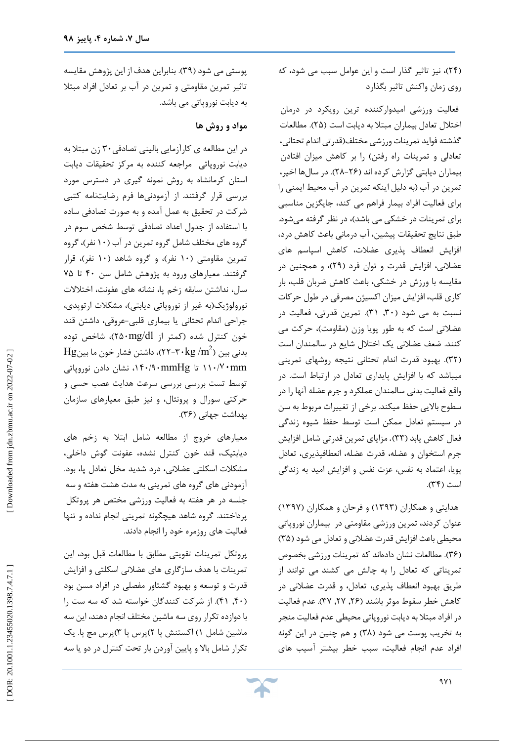(۲۴)، نیز تاثیر گذار است و این عوامل سبب می شود، که روی زمان واکنش تاثیر بگذارد

فعالیت ورزشی امیدوارکننده ترین رویکرد در درمان اختلال تعادل بیماران مبتلا به دیابت است (۲۵). مطالعات گذشته فواید تمرینات ورزشی مختلف(قدرتی اندام تحتانی، تعادلی و تمرینات راه رفتن) را بر کاهش میزان افتادن بیماران دیابتی گزارش کرده اند (۲۶-۲۸). در سال‌ها اخیر، تمرین در آب (به دلیل اینکه تمرین در آب محیط ایمنی را برای فعالیت افراد بیمار فراهم می کند، جایگزین مناسبی برای تمرینات در خشکی می باشد)، در نظر گرفته می‌شود. طبق نتایج تحقیقات پیشین، آب درمانی باعث کاهش درد، افزایش انعطاف پذیری عضلات، کاهش اسپاسم های عضلانی، افزایش قدرت و توان فرد (۲۹)، و همچنین در مقایسه با ورزش در خشکی، باعث کاهش ضربان قلب، بار کاری قلب، افزایش میزان اکسیژن مصرفی در طول حرکات نسبت به می شود (۳۰، ۳۱). تمرین قدرتی، فعالیت در عضلاتی است که به طور پویا وزن (مقاومت)، حرکت می کنند. ضعف عضلانی یک اختلال شایع در سالمندان است (۳۲). بهبود قدرت اندام تحتانی نتیجه روشهای تمرینی میباشد که با افزایش پایداری تعادل در ارتباط است. در واقع فعالیت بدنی سالمندان عملکرد و جرم عضله آنها را در سطوح بالایی حفظ میکند. برخی از تغییرات مربوط به سن در سیستم تعادل ممکن است توسط حفظ شیوه زندگی فعال کاهش یابد (۳۳). مزایای تمرین قدرتی شامل افزایش جرم استخوان و عضله، قدرت عضله، انعطافپذیری، تعادل پویا، اعتماد به نفس، عزت نفس و افزایش امید به زندگی است (۳۴).

هدایتی و همکاران (۱۳۹۳) و فرحان و همکاران (۱۳۹۷) عنوان کردند، تمرین ورزشی مقاومتی در بیماران نوروپاتی محیطی باعث افزایش قدرت عضلانی و تعادل می شود (۳۵) (۳۶). مطالعات نشان داده‌اند که تمرینات ورزشی بخصوص تمریناتی که تعادل را به چالش می کشند می توانند از طریق بهبود انعطاف پذیری، تعادل، و قدرت عضلانی در کاهش خطر سقوط موثر باشند (۲۶، ۲۷، ۳۷). عدم فعالیت در افراد مبتلا به دیابت نوروپاتی محیطی عدم فعالیت منجر به تخریب پوست می شود (۳۸) و هم چنین در این گونه افراد عدم انجام فعالیت، سبب خطر بیشتر آسیب های پوستی می شود (۳۹). بنابراین هدف از این پژوهش مقایسه تاثیر تمرین مقاومتی و تمرین در آب بر تعادل افراد مبتلا به دیابت نوروپاتی می باشد.

## مواد و روش ها

در این مطالعه ی کارآزمایی بالینی تصادفی ۳۰ زن مبتلا به دیابت نوروپاتی مراجعه کننده به مرکز تحقیقات دیابت استان کرمانشاه به روش نمونه گیری در دسترس مورد بررسی قرار گرفتند. از آزمودنی‌ها فرم رضایت‌نامه کتبی شرکت در تحقیق به عمل آمده و به صورت تصادفی ساده با استفاده از جدول اعداد تصادفی توسط شخص سوم در گروه های مختلف شامل گروه تمرین در آب (۱۰ نفر)، گروه تمرین مقاومتی (۱۰ نفر)، و گروه شاهد (۱۰ نفر)، قرار گرفتند. معیارهای ورود به پژوهش شامل سن ۴۰ تا ۷۵ سال، نداشتن سابقه زخم پا، نشانه های عفونت، اختلالات نورولوژیک(به غیر از نوروپاتی دیابتی)، مشکلات ارتوپدی، جراحی اندام تحتانی یا بیماری قلبی-عروقی، داشتن قند خون کنترل شده (کمتر از ۲۵۰mg/dl)، شاخص توده بدنی بین ($۲۲-۳۰kg/m^2$)، داشتن فشار خون ما بینHg ۱۱۰/۷۰mm تا ۱۴۰/۹۰mmHg، نشان دادن نوروپاتی توسط تست بررسی بررسی سرعت هدایت عصب حسی و حرکتی سورال و پرونئال، و نیز طبق معیارهای سازمان بهداشت جهانی (۳۶).

معیارهای خروج از مطالعه شامل ابتلا به زخم های دیابتیک، قند خون کنترل نشده، عفونت گوش داخلی، مشکلات اسکلتی عضلانی، درد شدید مخل تعادل پا، بود. آزمودنی های گروه های تمرینی به مدت هشت هفته و سه جلسه در هر هفته به فعالیت ورزشی مختص هر پروتکل پرداختند. گروه شاهد هیچگونه تمرینی انجام نداده و تنها فعالیت های روزمره خود را انجام دادند.

پروتکل تمرینات تقویتی مطابق با مطالعات قبل بود، این تمرینات با هدف سازگاری های عضلانی اسکلتی و افزایش قدرت و توسعه و بهبود گشتاور مفصلی در افراد مسن بود (۴۰، ۴۱). از شرکت کنندگان خواسته شد که سه ست را با دوازده تکرار روی سه ماشین مختلف انجام دهند، این سه ماشین شامل ۱) اکستنش پا ۲)پرس پا ۳)پرس مچ پا. یک تکرار شامل بالا و پایین آوردن بار تحت کنترل در دو یا سه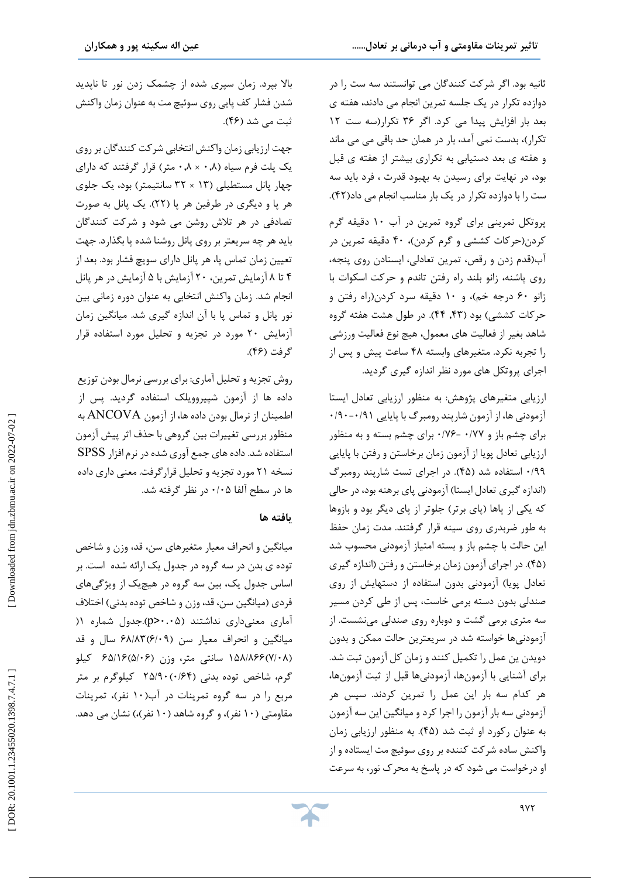ثانیه بود. اگر شرکت کنندگان می توانستند سه ست را در دوازده تکرار در یک جلسه تمرین انجام می دادند، هفته ی بعد بار افزایش پیدا می کرد. اگر ۳۶ تکرار(سه ست ۱۲ تکرار)، بدست نمی آمد، بار در همان حد باقی می ماند و هفته ی بعد دستیابی به تکراری بیشتر از هفته ی قبل بود، در نهایت برای رسیدن به بهبود قدرت ، فرد باید سه ست را با دوازده تکرار در یک بار مناسب انجام می داد(۴۲).

پروتکل تمرینی برای گروه تمرین در آب ۱۰ دقیقه گرم کردن(حرکات کششی و گرم کردن)، ۴۰ دقیقه تمرین در آب(قدم زدن و رقص، تمرین تعادلی، ایستادن روی پنجه، روی پاشنه، زانو بلند راه رفتن تاندم و حرکت اسکوات با زانو ۶۰ درجه خم)، و ۱۰ دقیقه سرد کردن(راه رفتن و حرکات کششی) بود (۴۳, ۴۴). در طول هشت هفته گروه شاهد بغیر از فعالیت های معمول، هیچ نوع فعالیت ورزشی را تجربه نکرد. متغیرهای وابسته ۴۸ ساعت پیش و پس از اجرای پروتکل های مورد نظر اندازه گیری گردید.

ارزیابی متغیرهای پژوهش: به منظور ارزیابی تعادل ایستا آزمودنی ها، از آزمون شارپند رومبرگ با پایایی ۰/۹۱-۰/۹۰ برای چشم باز و ۰/۷۷ -۰/۷۶ برای چشم بسته و به منظور ارزیابی تعادل پویا از آزمون زمان برخاستن و رفتن با پایایی ۰/۹۹ استفاده شد (۴۵). در اجرای تست شارپند رومبرگ (اندازه گیری تعادل ایستا) آزمودنی پای برهنه بود، در حالی که یکی از پاها (پای برتر) جلوتر از پای دیگر بود و بازوها به طور ضربدری روی سینه قرار گرفتند. مدت زمان حفظ این حالت با چشم باز و بسته امتیاز آزمودنی محسوب شد (۴۵). در اجرای آزمون زمان برخاستن و رفتن (اندازه گیری تعادل پویا) آزمودنی بدون استفاده از دستهایش از روی صندلی بدون دسته برمی خاست، پس از طی کردن مسیر سه متری برمی گشت و دوباره روی صندلی می‌نشست. از آزمودنی‌ها خواسته شد در سریعترین حالت ممکن و بدون دویدن ین عمل را تکمیل کنند و زمان کل آزمون ثبت شد. برای آشنایی با آزمون‌ها، آزمودنی‌ها قبل از ثبت آزمون‌ها، هر کدام سه بار این عمل را تمرین کردند. سپس هر آزمودنی سه بار آزمون را اجرا کرد و میانگین این سه آزمون به عنوان رکورد او ثبت شد (۴۵). به منظور ارزیابی زمان واکنش ساده شرکت کننده بر روی سوئیچ مت ایستاده و از او درخواست می شود که در پاسخ به محرک نور، به سرعت بالا بپرد. زمان سپری شده از چشمک زدن نور تا ناپدید شدن فشار کف پایی روی سوئیچ مت به عنوان زمان واکنش ثبت می شد (۴۶).

جهت ارزیابی زمان واکنش انتخابی شرکت کنندگان بر روی یک پلت فرم سیاه (۰٫۸ × ۰٫۸ متر) قرار گرفتند که دارای چهار پانل مستطیلی (۱۳ × ۳۲ سانتیمتر) بود، یک جلوی هر پا و دیگری در طرفین هر پا (۲۲). یک پانل به صورت تصادفی در هر تلاش روشن می شود و شرکت کنندگان باید هر چه سریعتر بر روی پانل روشنا شده پا بگذارد. جهت تعیین زمان تماس پا، هر پانل دارای سویچ فشار بود. بعد از ۴ تا ۸ آزمایش تمرین، ۲۰ آزمایش با ۵ آزمایش در هر پانل انجام شد. زمان واکنش انتخابی به عنوان دوره زمانی بین نور پانل و تماس پا با آن اندازه گیری شد. میانگین زمان آزمایش ۲۰ مورد در تجزیه و تحلیل مورد استفاده قرار گرفت (۴۶).

روش تجزیه و تحلیل آماری: برای بررسی نرمال بودن توزیع داده ها از آزمون شپیروویلک استفاده گردید. پس از اطمینان از نرمال بودن داده ها، از آزمون ANCOVA به منظور بررسی تغییرات بین گروهی با حذف اثر پیش آزمون استفاده شد. داده های جمع آوری شده در نرم افزار SPSS نسخه ۲۱ مورد تجزیه و تحلیل قرارگرفت. معنی داری داده ها در سطح آلفا ۰/۰۵ در نظر گرفته شد.

## یافته ها

میانگین و انحراف معیار متغیرهای سن، قد، وزن و شاخص توده ی بدن در سه گروه در جدول یک ارائه شده است. بر اساس جدول یک، بین سه گروه در هیچ‌یک از ویژگی‌های فردی (میانگین سن، قد، وزن و شاخص توده بدنی) اختلاف آماری معنی‌داری نداشتند ($p>0.05$).جدول شماره ۱( میانگین و انحراف معیار سن ۶۸/۸۳(۶/۰۹) سال و قد ۱۵۸/۸۶۶(۷/۰۸) سانتی متر، وزن ۶۵/۱۶(۵/۰۶) کیلو گرم، شاخص توده بدنی ۲۵/۹۰(۰/۶۴) کیلوگرم بر متر مربع را در سه گروه تمرینات در آب(۱۰ نفر)، تمرینات مقاومتی (۱۰ نفر)، و گروه شاهد (۱۰ نفر)) نشان می دهد.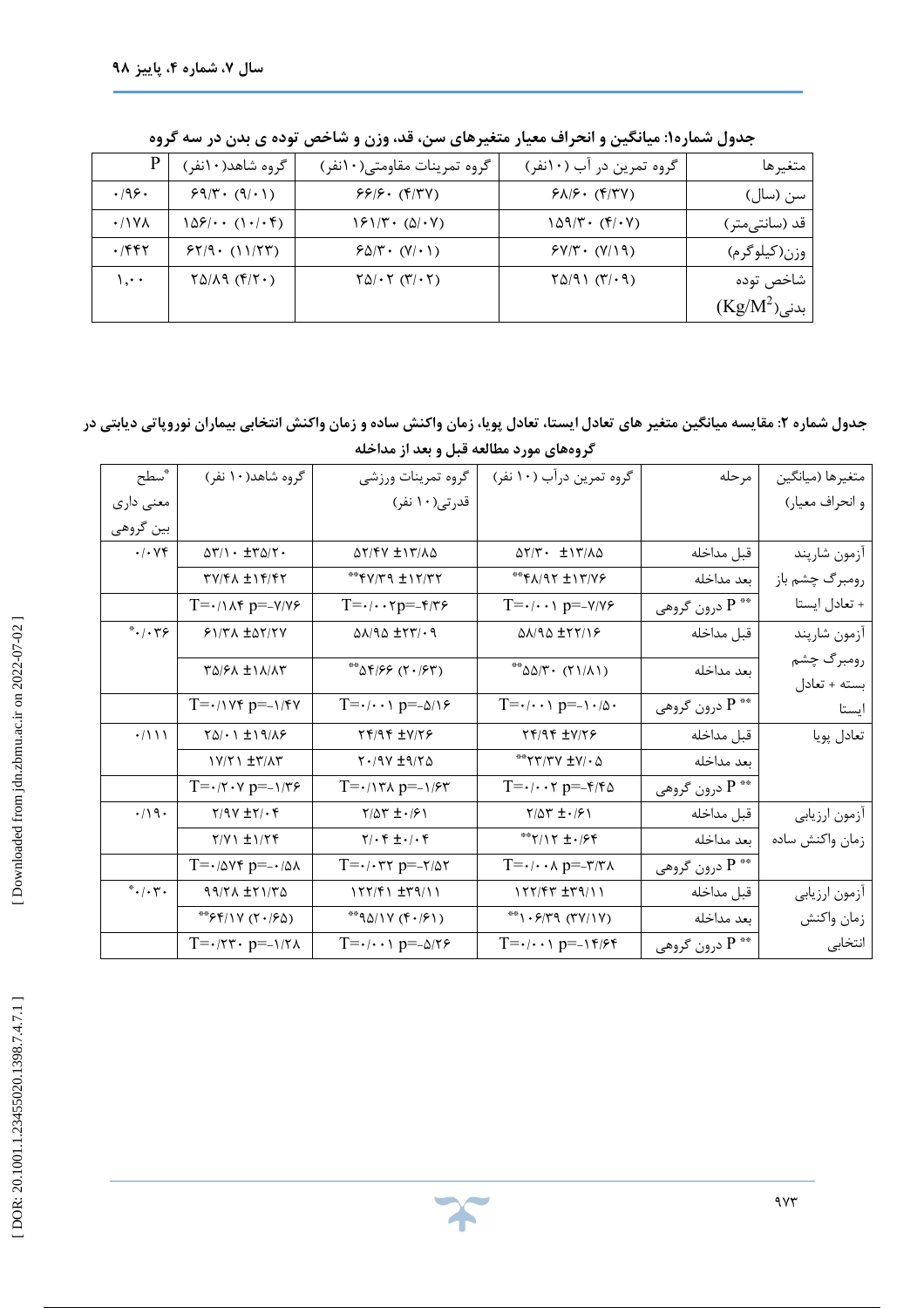جدول شماره۱: میانگین و انحراف معیار متغیرهای سن، قد، وزن و شاخص توده ی بدن در سه گروه

| متغیرها | گروه تمرین در آب (۱۰نفر) | گروه تمرینات مقاومتی(۱۰نفر) | گروه شاهد(۱۰نفر) | P |
|---|---|---|---|---|
| سن (سال) | ۶۸/۶۰ (۴/۳۷) | ۶۶/۶۰ (۴/۳۷) | ۶۹/۳۰ (۹/۰۱) | ۰/۹۶۰ |
| قد (سانتی‌متر) | ۱۵۹/۳۰ (۴/۰۷) | ۱۶۱/۳۰ (۵/۰۷) | ۱۵۶/۰۰ (۱۰/۰۴) | ۰/۱۷۸ |
| وزن(کیلوگرم) | ۶۷/۳۰ (۷/۱۹) | ۶۵/۳۰ (۷/۰۱) | ۶۲/۹۰ (۱۱/۲۳) | ۰/۴۴۲ |
| شاخص توده بدنی($Kg/M^2$) | ۲۵/۹۱ (۳/۰۹) | ۲۵/۰۲ (۳/۰۲) | ۲۵/۸۹ (۴/۲۰) | ۱,۰۰ |

جدول شماره ۲: مقایسه میانگین متغیر های تعادل ایستا، تعادل پویا، زمان واکنش ساده و زمان واکنش انتخابی بیماران نوروپاتی دیابتی در گروه‌های مورد مطالعه قبل و بعد از مداخله

| متغیرها (میانگین و انحراف معیار) | مرحله | گروه تمرین درآب (۱۰ نفر) | گروه تمرینات ورزشی قدرتی(۱۰ نفر) | گروه شاهد(۱۰ نفر) | *سطح معنی داری بین گروهی |
|---|---|---|---|---|---|
| آزمون شارپند رومبرگ چشم باز + تعادل ایستا | قبل مداخله | ۵۲/۳۰ ±۱۳/۸۵ | ۵۲/۴۷ ±۱۳/۸۵ | ۵۳/۱۰ ±۳۵/۲۰ | ۰/۰۷۴ |
| | بعد مداخله | **۴۸/۹۲ ±۱۳/۷۶ | **۴۷/۳۹ ±۱۲/۳۲ | ۳۷/۴۸ ±۱۴/۴۲ | |
| | ** P درون گروهی | T=۰/۰۰۱ p=-۷/۷۶ | T=۰/۰۰۲p=-۴/۳۶ | T=۰/۱۸۴ p=-۷/۷۶ | |
| آزمون شارپند رومبرگ چشم بسته + تعادل ایستا | قبل مداخله | ۵۸/۹۵ ±۲۲/۱۶ | ۵۸/۹۵ ±۲۳/۰۹ | ۶۱/۳۸ ±۵۲/۲۷ | *۰/۰۳۶ |
| | بعد مداخله | **۵۵/۳۰ (۲۱/۸۱) | **۵۴/۶۶ (۲۰/۶۳) | ۳۵/۶۸ ±۱۸/۸۳ | |
| | ** P درون گروهی | T=۰/۰۰۱ p=-۱۰/۵۰ | T=۰/۰۰۱ p=-۵/۱۶ | T=۰/۱۷۴ p=-۱/۴۷ | |
| تعادل پویا | قبل مداخله | ۲۴/۹۴ ±۷/۲۶ | ۲۴/۹۴ ±۷/۲۶ | ۲۵/۰۱ ±۱۹/۸۶ | ۰/۱۱۱ |
| | بعد مداخله | **۲۳/۳۷ ±۷/۰۵ | ۲۰/۹۷ ±۹/۲۵ | ۱۷/۲۱ ±۳/۸۳ | |
| | ** P درون گروهی | T=۰/۰۰۲ p=-۴/۴۵ | T=۰/۱۳۸ p=-۱/۶۳ | T=۰/۲۰۷ p=-۱/۳۶ | |
| آزمون ارزیابی زمان واکنش ساده | قبل مداخله | ۲/۵۳ ±۰/۶۱ | ۲/۵۳ ±۰/۶۱ | ۲/۹۷ ±۲/۰۴ | ۰/۱۹۰ |
| | بعد مداخله | **۲/۱۲ ±۰/۶۴ | ۲/۰۴ ±۰/۰۴ | ۲/۷۱ ±۱/۲۴ | |
| | ** P درون گروهی | T=۰/۰۰۸ p=-۳/۳۸ | T=۰/۰۳۲ p=-۲/۵۲ | T=۰/۵۷۴ p=-۰/۵۸ | |
| آزمون ارزیابی زمان واکنش انتخابی | قبل مداخله | ۱۲۲/۴۳ ±۳۹/۱۱ | ۱۲۲/۴۱ ±۳۹/۱۱ | ۹۹/۲۸ ±۲۱/۳۵ | *۰/۰۳۰ |
| | بعد مداخله | **۱۰۶/۳۹ (۳۷/۱۷) | **۹۵/۱۷ (۴۰/۶۱) | **۶۴/۱۷ (۲۰/۶۵) | |
| | ** P درون گروهی | T=۰/۰۰۱ p=-۱۴/۶۴ | T=۰/۰۰۱ p=-۵/۲۶ | T=۰/۲۳۰ p=-۱/۲۸ | |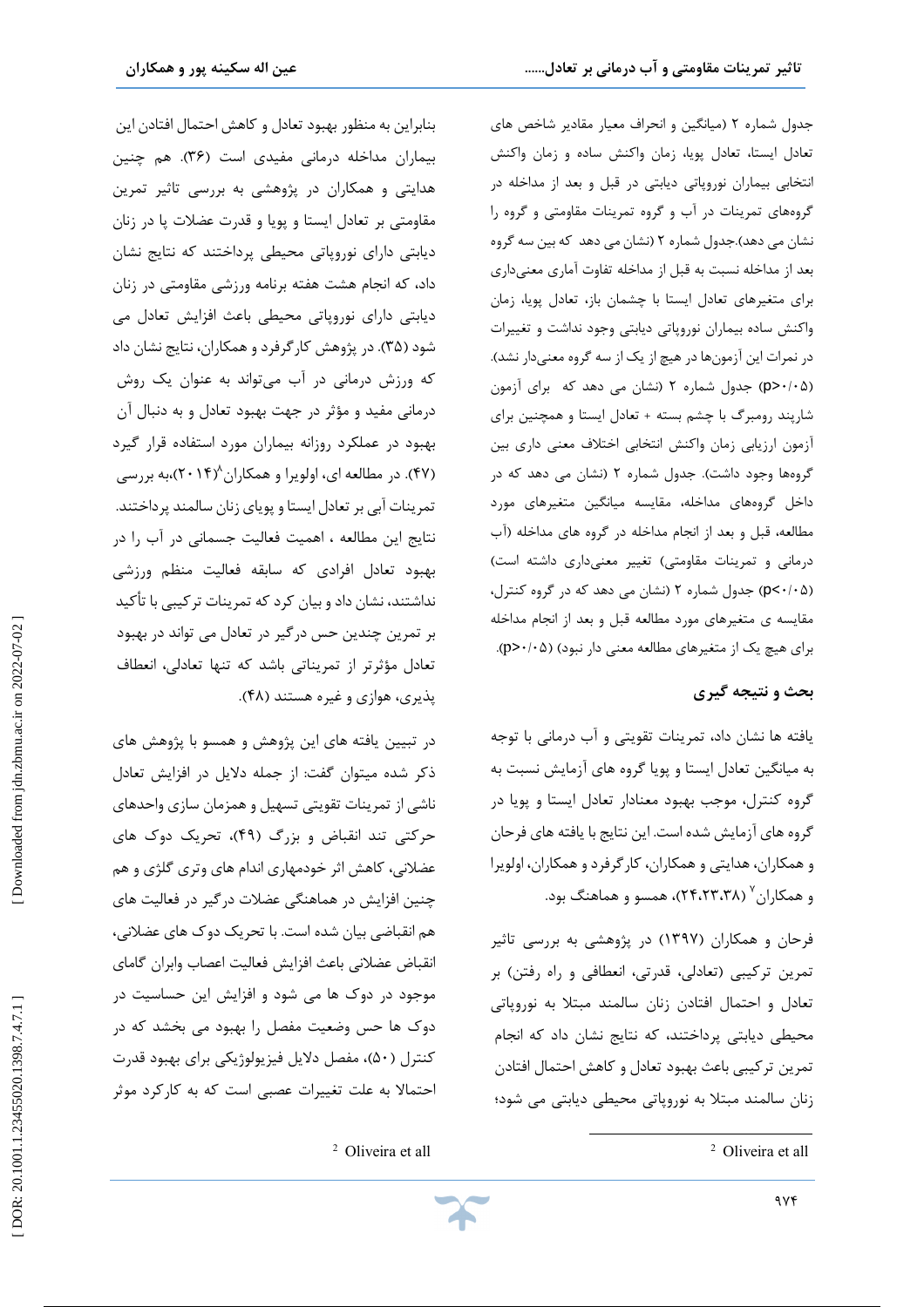جدول شماره ۲ (میانگین و انحراف معیار مقادیر شاخص های تعادل ایستا، تعادل پویا، زمان واکنش ساده و زمان واکنش انتخابی بیماران نوروپاتی دیابتی در قبل و بعد از مداخله در گروههای تمرینات در آب و گروه تمرینات مقاومتی و گروه را نشان می دهد).جدول شماره ۲ (نشان می دهد که بین سه گروه بعد از مداخله نسبت به قبل از مداخله تفاوت آماری معنی‌داری برای متغیرهای تعادل ایستا با چشمان باز، تعادل پویا، زمان واکنش ساده بیماران نوروپاتی دیابتی وجود نداشت و تغییرات در نمرات این آزمون‌ها در هیچ یک از سه گروه معنی‌دار نشد). ($p>0.05$) جدول شماره ۲ (نشان می دهد که برای آزمون شارپند رومبرگ با چشم بسته + تعادل ایستا و همچنین برای آزمون ارزیابی زمان واکنش انتخابی اختلاف معنی داری بین گروهها وجود داشت). جدول شماره ۲ (نشان می دهد که در داخل گروه‌های مداخله، مقایسه میانگین متغیرهای مورد مطالعه، قبل و بعد از انجام مداخله در گروه های مداخله (آب درمانی و تمرینات مقاومتی) تغییر معنی‌داری داشته است) ($p<0.05$) جدول شماره ۲ (نشان می دهد که در گروه کنترل، مقایسه ی متغیرهای مورد مطالعه قبل و بعد از انجام مداخله برای هیچ یک از متغیرهای مطالعه معنی دار نبود) ($p>0.05$).

## بحث و نتیجه گیری

یافته ها نشان داد، تمرینات تقویتی و آب درمانی با توجه به میانگین تعادل ایستا و پویا گروه های آزمایش نسبت به گروه کنترل، موجب بهبود معنادار تعادل ایستا و پویا در گروه های آزمایش شده است. این نتایج با یافته های فرحان و همکاران، هدایتی و همکاران، کارگرفرد و همکاران، اولیورا و همکاران[۷] (۲۴،۲۳،۳۸)، همسو و هماهنگ بود.

فرحان و همکاران (۱۳۹۷) در پژوهشی به بررسی تاثیر تمرین ترکیبی (تعادلی، قدرتی، انعطافی و راه رفتن) بر تعادل و احتمال افتادن زنان سالمند مبتلا به نوروپاتی محیطی دیابتی پرداختند، که نتایج نشان داد که انجام تمرین ترکیبی باعث بهبود تعادل و کاهش احتمال افتادن زنان سالمند مبتلا به نوروپاتی محیطی دیابتی می شود؛ بنابراین به منظور بهبود تعادل و کاهش احتمال افتادن این بیماران مداخله درمانی مفیدی است (۳۶). هم چنین هدایتی و همکاران در پژوهشی به بررسی تاثیر تمرین مقاومتی بر تعادل ایستا و پویا و قدرت عضلات پا در زنان دیابتی دارای نوروپاتی محیطی پرداختند که نتایج نشان داد، که انجام هشت هفته برنامه ورزشی مقاومتی در زنان دیابتی دارای نوروپاتی محیطی باعث افزایش تعادل می شود (۳۵). در پژوهش کارگرفرد و همکاران، نتایج نشان داد که ورزش درمانی در آب می‌تواند به عنوان یک روش درمانی مفید و مؤثر در جهت بهبود تعادل و به دنبال آن بهبود در عملکرد روزانه بیماران مورد استفاده قرار گیرد (۴۷). در مطالعه ای، اولیورا و همکاران[۸] (۲۰۱۴)،به بررسی تمرینات آبی بر تعادل ایستا و پویای زنان سالمند پرداختند. نتایج این مطالعه ، اهمیت فعالیت جسمانی در آب را در بهبود تعادل افرادی که سابقه فعالیت منظم ورزشی نداشتند، نشان داد و بیان کرد که تمرینات ترکیبی با تأکید بر تمرین چندین حس درگیر در تعادل می تواند در بهبود تعادل مؤثرتر از تمریناتی باشد که تنها تعادلی، انعطاف پذیری، هوازی و غیره هستند (۴۸).

در تبیین یافته های این پژوهش و همسو با پژوهش های ذکر شده میتوان گفت: از جمله دلایل در افزایش تعادل ناشی از تمرینات تقویتی تسهیل و همزمان سازی واحدهای حرکتی تند انقباض و بزرگ (۴۹)، تحریک دوک های عضلانی، کاهش اثر خودمهاری اندام های وتری گلژی و هم چنین افزایش در هماهنگی عضلات درگیر در فعالیت های هم انقباضی بیان شده است. با تحریک دوک های عضلانی، انقباض عضلانی باعث افزایش فعالیت اعصاب وابران گامای موجود در دوک ها می شود و افزایش این حساسیت در دوک ها حس وضعیت مفصل را بهبود می بخشد که در کنترل (۵۰)، مفصل دلایل فیزیولوژیکی برای بهبود قدرت احتمالا به علت تغییرات عصبی است که به کارکرد موثر

---

[2] Oliveira et all

[2] Oliveira et all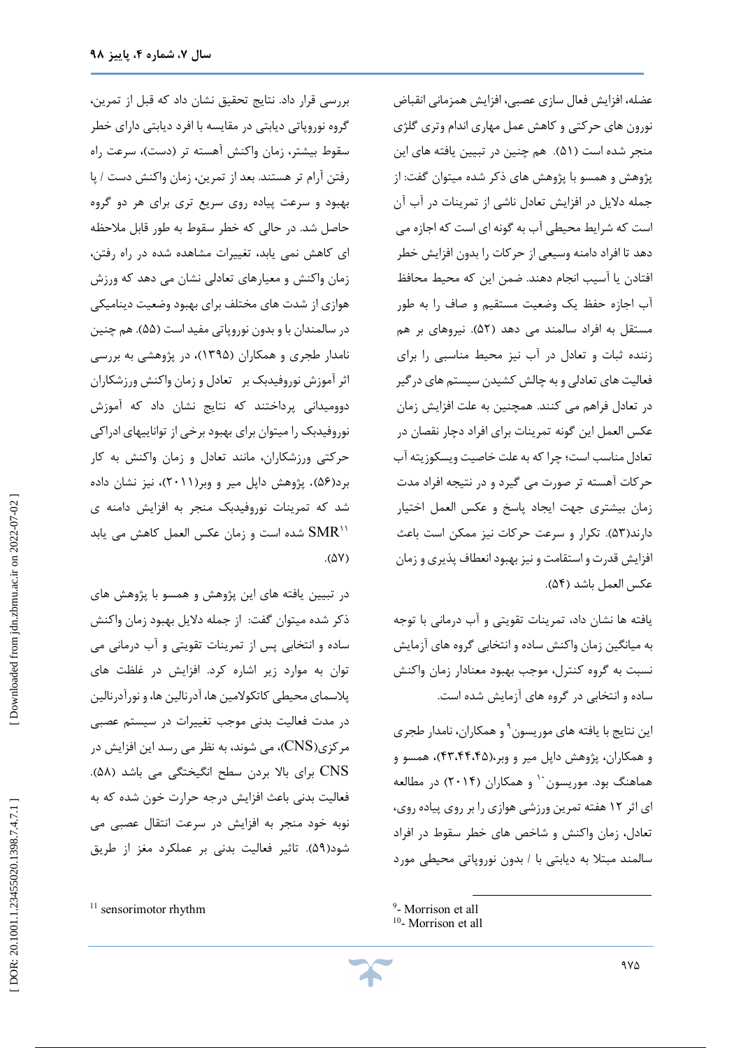عضله، افزایش فعال سازی عصبی، افزایش همزمانی انقباض نورون های حرکتی و کاهش عمل مهاری اندام وتری گلژی منجر شده است (۵۱). هم چنین در تبیین یافته های این پژوهش و همسو با پژوهش های ذکر شده میتوان گفت: از جمله دلایل در افزایش تعادل ناشی از تمرینات در آب آن است که شرایط محیطی آب به گونه ای است که اجازه می دهد تا افراد دامنه وسیعی از حرکات را بدون افزایش خطر افتادن یا آسیب انجام دهند. ضمن این که محیط محافظ آب اجازه حفظ یک وضعیت مستقیم و صاف را به طور مستقل به افراد سالمند می دهد (۵۲). نیروهای بر هم زننده ثبات و تعادل در آب نیز محیط مناسبی را برای فعالیت های تعادلی و به چالش کشیدن سیستم های درگیر در تعادل فراهم می کنند. همچنین به علت افزایش زمان عکس العمل این گونه تمرینات برای افراد دچار نقصان در تعادل مناسب است؛ چرا که به علت خاصیت ویسکوزیته آب حرکات آهسته تر صورت می گیرد و در نتیجه افراد مدت زمان بیشتری جهت ایجاد پاسخ و عکس العمل اختیار دارند(۵۳). تکرار و سرعت حرکات نیز ممکن است باعث افزایش قدرت و استقامت و نیز بهبود انعطاف پذیری و زمان عکس العمل باشد (۵۴).

یافته ها نشان داد، تمرینات تقویتی و آب درمانی با توجه به میانگین زمان واکنش ساده و انتخابی گروه های آزمایش نسبت به گروه کنترل، موجب بهبود معنادار زمان واکنش ساده و انتخابی در گروه های آزمایش شده است.

این نتایج با یافته های موریسون[9] و همکاران، نامدار طجری و همکاران، پژوهش دایل میر و وبر،(۴۳،۴۴،۴۵)، همسو و هماهنگ بود. موریسون[10] و همکاران (۲۰۱۴) در مطالعه ای اثر ۱۲ هفته تمرین ورزشی هوازی را بر روی پیاده روی، تعادل، زمان واکنش و شاخص های خطر سقوط در افراد سالمند مبتلا به دیابتی با / بدون نوروپاتی محیطی مورد بررسی قرار داد. نتایج تحقیق نشان داد که قبل از تمرین، گروه نوروپاتی دیابتی در مقایسه با افرد دیابتی دارای خطر سقوط بیشتر، زمان واکنش آهسته تر (دست)، سرعت راه رفتن آرام تر هستند. بعد از تمرین، زمان واکنش دست / پا بهبود و سرعت پیاده روی سریع تری برای هر دو گروه حاصل شد. در حالی که خطر سقوط به طور قابل ملاحظه ای کاهش نمی یابد، تغییرات مشاهده شده در راه رفتن، زمان واکنش و معیارهای تعادلی نشان می دهد که ورزش هوازی از شدت های مختلف برای بهبود وضعیت دینامیکی در سالمندان با و بدون نوروپاتی مفید است (۵۵). هم چنین نامدار طجری و همکاران (۱۳۹۵)، در پژوهشی به بررسی اثر آموزش نوروفیدبک بر تعادل و زمان واکنش ورزشکاران دوومیدانی پرداختند که نتایج نشان داد که آموزش نوروفیدبک را میتوان برای بهبود برخی از تواناییهای ادراکی حرکتی ورزشکاران، مانند تعادل و زمان واکنش به کار برد(۵۶). پژوهش دایل میر و وبر(۲۰۱۱)، نیز نشان داده شد که تمرینات نوروفیدبک منجر به افزایش دامنه ی SMR[11] شده است و زمان عکس العمل کاهش می یابد (۵۷).

در تبیین یافته های این پژوهش و همسو با پژوهش های ذکر شده میتوان گفت: از جمله دلایل بهبود زمان واکنش ساده و انتخابی پس از تمرینات تقویتی و آب درمانی می توان به موارد زیر اشاره کرد. افزایش در غلظت های پلاسمای محیطی کاتکولامین ها، آدرنالین ها، و نورآدرنالین در مدت فعالیت بدنی موجب تغییرات در سیستم عصبی مرکزی(CNS)، می شوند، به نظر می رسد این افزایش در CNS برای بالا بردن سطح انگیختگی می باشد (۵۸). فعالیت بدنی باعث افزایش درجه حرارت خون شده که به نوبه خود منجر به افزایش در سرعت انتقال عصبی می شود(۵۹). تاثیر فعالیت بدنی بر عملکرد مغز از طریق

---

[9]- Morrison et all

[10]- Morrison et all

[11] sensorimotor rhythm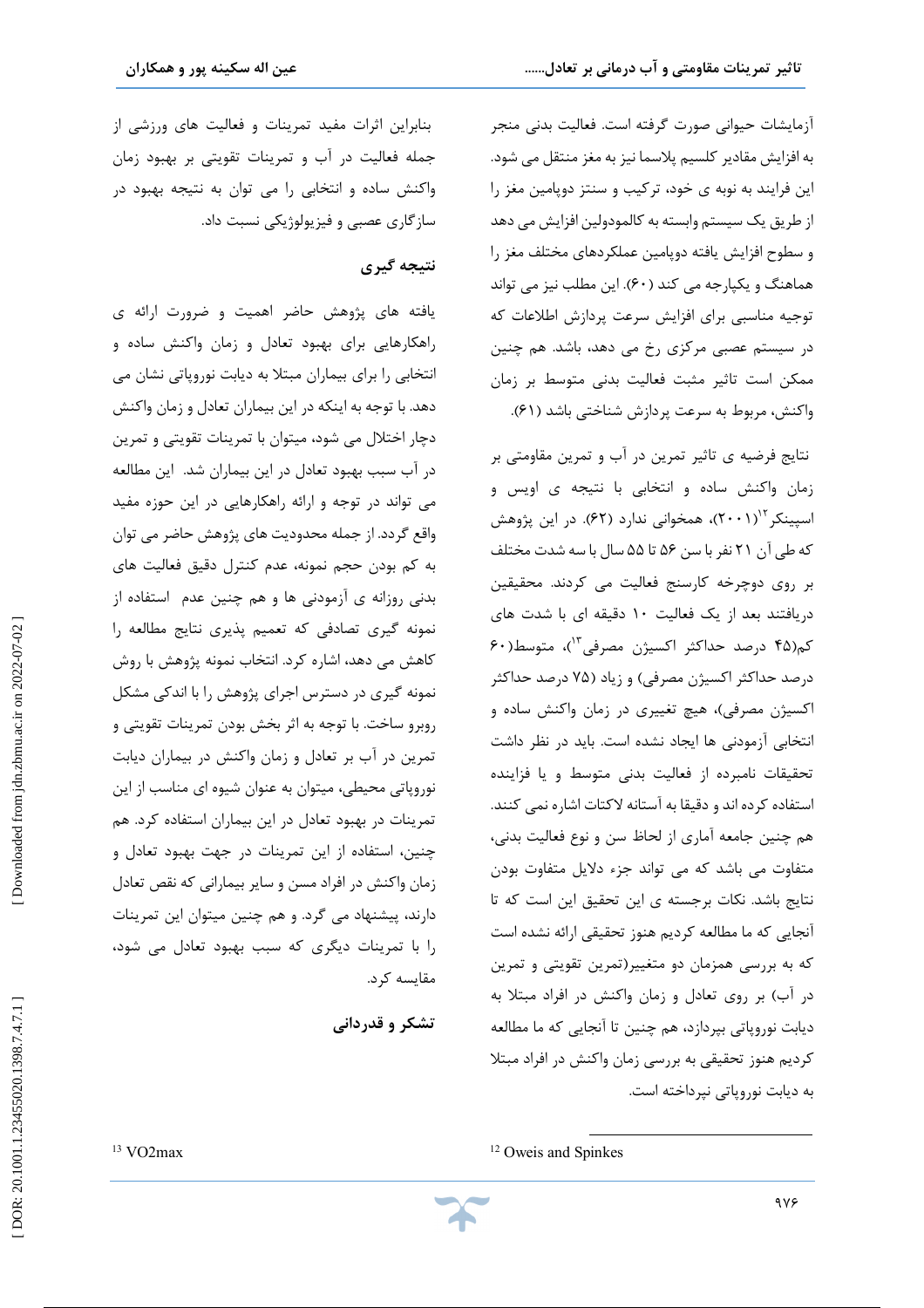آزمایشات حیوانی صورت گرفته است. فعالیت بدنی منجر به افزایش مقادیر کلسیم پلاسما نیز به مغز منتقل می شود. این فرایند به نوبه ی خود، ترکیب و سنتز دوپامین مغز را از طریق یک سیستم وابسته به کالمودولین افزایش می دهد و سطوح افزایش یافته دوپامین عملکردهای مختلف مغز را هماهنگ و یکپارچه می کند (۶۰). این مطلب نیز می تواند توجیه مناسبی برای افزایش سرعت پردازش اطلاعات که در سیستم عصبی مرکزی رخ می دهد، باشد. هم چنین ممکن است تاثیر مثبت فعالیت بدنی متوسط بر زمان واکنش، مربوط به سرعت پردازش شناختی باشد (۶۱).

نتایج فرضیه ی تاثیر تمرین در آب و تمرین مقاومتی بر زمان واکنش ساده و انتخابی با نتیجه ی اویس و اسپینکر[12] (۲۰۰۱)، همخوانی ندارد (۶۲). در این پژوهش که طی آن ۲۱ نفر با سن ۵۶ تا ۵۵ سال با سه شدت مختلف بر روی دوچرخه کارسنج فعالیت می کردند. محققین دریافتند بعد از یک فعالیت ۱۰ دقیقه ای با شدت های کم(۴۵ درصد حداکثر اکسیژن مصرفی[13])، متوسط(۶۰ درصد حداکثر اکسیژن مصرفی) و زیاد (۷۵ درصد حداکثر اکسیژن مصرفی)، هیچ تغییری در زمان واکنش ساده و انتخابی آزمودنی ها ایجاد نشده است. باید در نظر داشت تحقیقات نامبرده از فعالیت بدنی متوسط و یا فزاینده استفاده کرده اند و دقیقا به آستانه لاکتات اشاره نمی کنند. هم چنین جامعه آماری از لحاظ سن و نوع فعالیت بدنی، متفاوت می باشد که می تواند جزء دلایل متفاوت بودن نتایج باشد. نکات برجسته ی این تحقیق این است که تا آنجایی که ما مطالعه کردیم هنوز تحقیقی ارائه نشده است که به بررسی همزمان دو متغییر(تمرین تقویتی و تمرین در آب) بر روی تعادل و زمان واکنش در افراد مبتلا به دیابت نوروپاتی بپردازد، هم چنین تا آنجایی که ما مطالعه کردیم هنوز تحقیقی به بررسی زمان واکنش در افراد مبتلا به دیابت نوروپاتی نپرداخته است.

بنابراین اثرات مفید تمرینات و فعالیت های ورزشی از جمله فعالیت در آب و تمرینات تقویتی بر بهبود زمان واکنش ساده و انتخابی را می توان به نتیجه بهبود در سازگاری عصبی و فیزیولوژیکی نسبت داد.

## نتیجه گیری

یافته های پژوهش حاضر اهمیت و ضرورت ارائه ی راهکارهایی برای بهبود تعادل و زمان واکنش ساده و انتخابی را برای بیماران مبتلا به دیابت نوروپاتی نشان می دهد. با توجه به اینکه در این بیماران تعادل و زمان واکنش دچار اختلال می شود، میتوان با تمرینات تقویتی و تمرین در آب سبب بهبود تعادل در این بیماران شد. این مطالعه می تواند در توجه و ارائه راهکارهایی در این حوزه مفید واقع گردد. از جمله محدودیت های پژوهش حاضر می توان به کم بودن حجم نمونه، عدم کنترل دقیق فعالیت های بدنی روزانه ی آزمودنی ها و هم چنین عدم استفاده از نمونه گیری تصادفی که تعمیم پذیری نتایج مطالعه را کاهش می دهد، اشاره کرد. انتخاب نمونه پژوهش با روش نمونه گیری در دسترس اجرای پژوهش را با اندکی مشکل روبرو ساخت. با توجه به اثر بخش بودن تمرینات تقویتی و تمرین در آب بر تعادل و زمان واکنش در بیماران دیابت نوروپاتی محیطی، میتوان به عنوان شیوه ای مناسب از این تمرینات در بهبود تعادل در این بیماران استفاده کرد. هم چنین، استفاده از این تمرینات در جهت بهبود تعادل و زمان واکنش در افراد مسن و سایر بیمارانی که نقص تعادل دارند، پیشنهاد می گرد. و هم چنین میتوان این تمرینات را با تمرینات دیگری که سبب بهبود تعادل می شود، مقایسه کرد.

## تشکر و قدردانی

---

[12] Oweis and Spinkes

[13] VO2max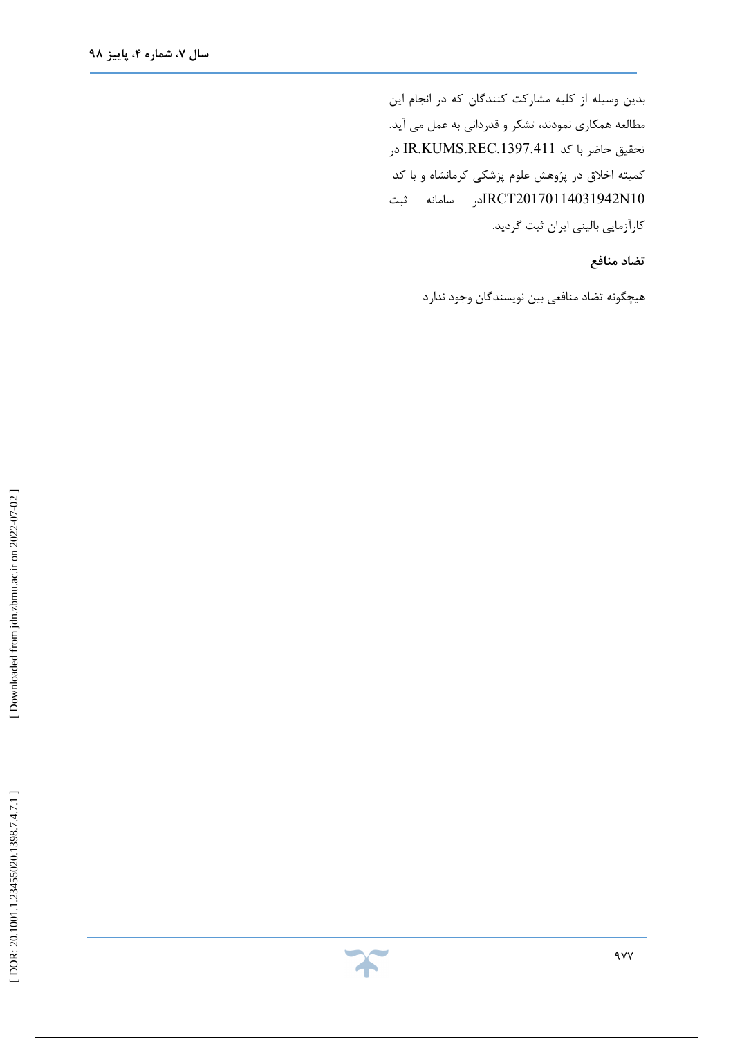بدین وسیله از کلیه مشارکت کنندگان که در انجام این مطالعه همکاری نمودند، تشکر و قدردانی به عمل می آید. تحقیق حاضر با کد IR.KUMS.REC.1397.411 در کمیته اخلاق در پژوهش علوم پزشکی کرمانشاه و با کد IRCT20170114031942N10در سامانه ثبت کارآزمایی بالینی ایران ثبت گردید.

**تضاد منافع**

هیچگونه تضاد منافعی بین نویسندگان وجود ندارد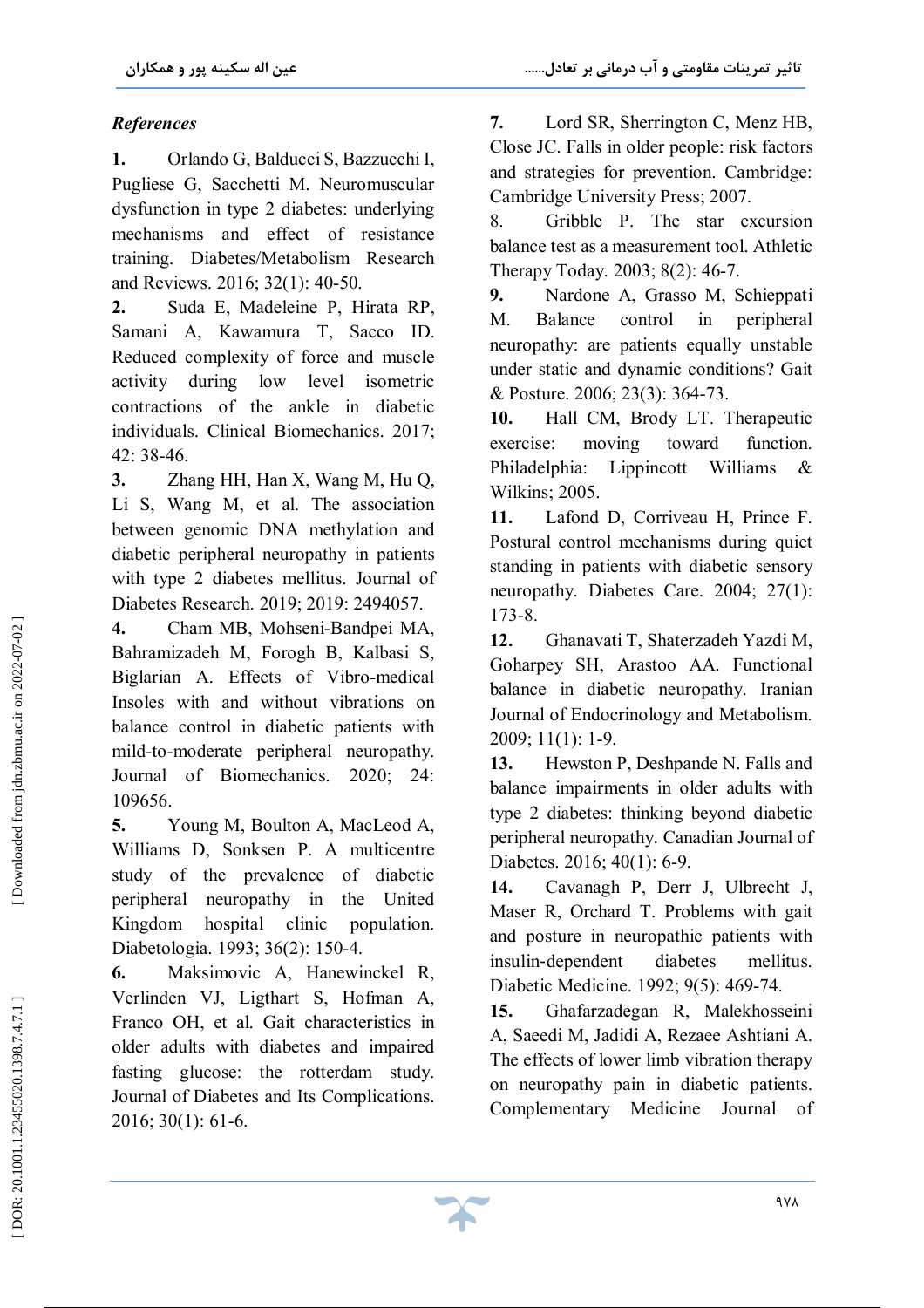*References*

**1.** Orlando G, Balducci S, Bazzucchi I, Pugliese G, Sacchetti M. Neuromuscular dysfunction in type 2 diabetes: underlying mechanisms and effect of resistance training. Diabetes/Metabolism Research and Reviews. 2016; 32(1): 40-50.

**2.** Suda E, Madeleine P, Hirata RP, Samani A, Kawamura T, Sacco ID. Reduced complexity of force and muscle activity during low level isometric contractions of the ankle in diabetic individuals. Clinical Biomechanics. 2017; 42: 38-46.

**3.** Zhang HH, Han X, Wang M, Hu Q, Li S, Wang M, et al. The association between genomic DNA methylation and diabetic peripheral neuropathy in patients with type 2 diabetes mellitus. Journal of Diabetes Research. 2019; 2019: 2494057.

**4.** Cham MB, Mohseni-Bandpei MA, Bahramizadeh M, Forogh B, Kalbasi S, Biglarian A. Effects of Vibro-medical Insoles with and without vibrations on balance control in diabetic patients with mild-to-moderate peripheral neuropathy. Journal of Biomechanics. 2020; 24: 109656.

**5.** Young M, Boulton A, MacLeod A, Williams D, Sonksen P. A multicentre study of the prevalence of diabetic peripheral neuropathy in the United Kingdom hospital clinic population. Diabetologia. 1993; 36(2): 150-4.

**6.** Maksimovic A, Hanewinckel R, Verlinden VJ, Ligthart S, Hofman A, Franco OH, et al. Gait characteristics in older adults with diabetes and impaired fasting glucose: the rotterdam study. Journal of Diabetes and Its Complications. 2016; 30(1): 61-6.

**7.** Lord SR, Sherrington C, Menz HB, Close JC. Falls in older people: risk factors and strategies for prevention. Cambridge: Cambridge University Press; 2007.

8. Gribble P. The star excursion balance test as a measurement tool. Athletic Therapy Today. 2003; 8(2): 46-7.

**9.** Nardone A, Grasso M, Schieppati M. Balance control in peripheral neuropathy: are patients equally unstable under static and dynamic conditions? Gait & Posture. 2006; 23(3): 364-73.

**10.** Hall CM, Brody LT. Therapeutic exercise: moving toward function. Philadelphia: Lippincott Williams & Wilkins; 2005.

**11.** Lafond D, Corriveau H, Prince F. Postural control mechanisms during quiet standing in patients with diabetic sensory neuropathy. Diabetes Care. 2004; 27(1): 173-8.

**12.** Ghanavati T, Shaterzadeh Yazdi M, Goharpey SH, Arastoo AA. Functional balance in diabetic neuropathy. Iranian Journal of Endocrinology and Metabolism. 2009; 11(1): 1-9.

**13.** Hewston P, Deshpande N. Falls and balance impairments in older adults with type 2 diabetes: thinking beyond diabetic peripheral neuropathy. Canadian Journal of Diabetes. 2016; 40(1): 6-9.

**14.** Cavanagh P, Derr J, Ulbrecht J, Maser R, Orchard T. Problems with gait and posture in neuropathic patients with insulin-dependent diabetes mellitus. Diabetic Medicine. 1992; 9(5): 469-74.

**15.** Ghafarzadegan R, Malekhosseini A, Saeedi M, Jadidi A, Rezaee Ashtiani A. The effects of lower limb vibration therapy on neuropathy pain in diabetic patients. Complementary Medicine Journal of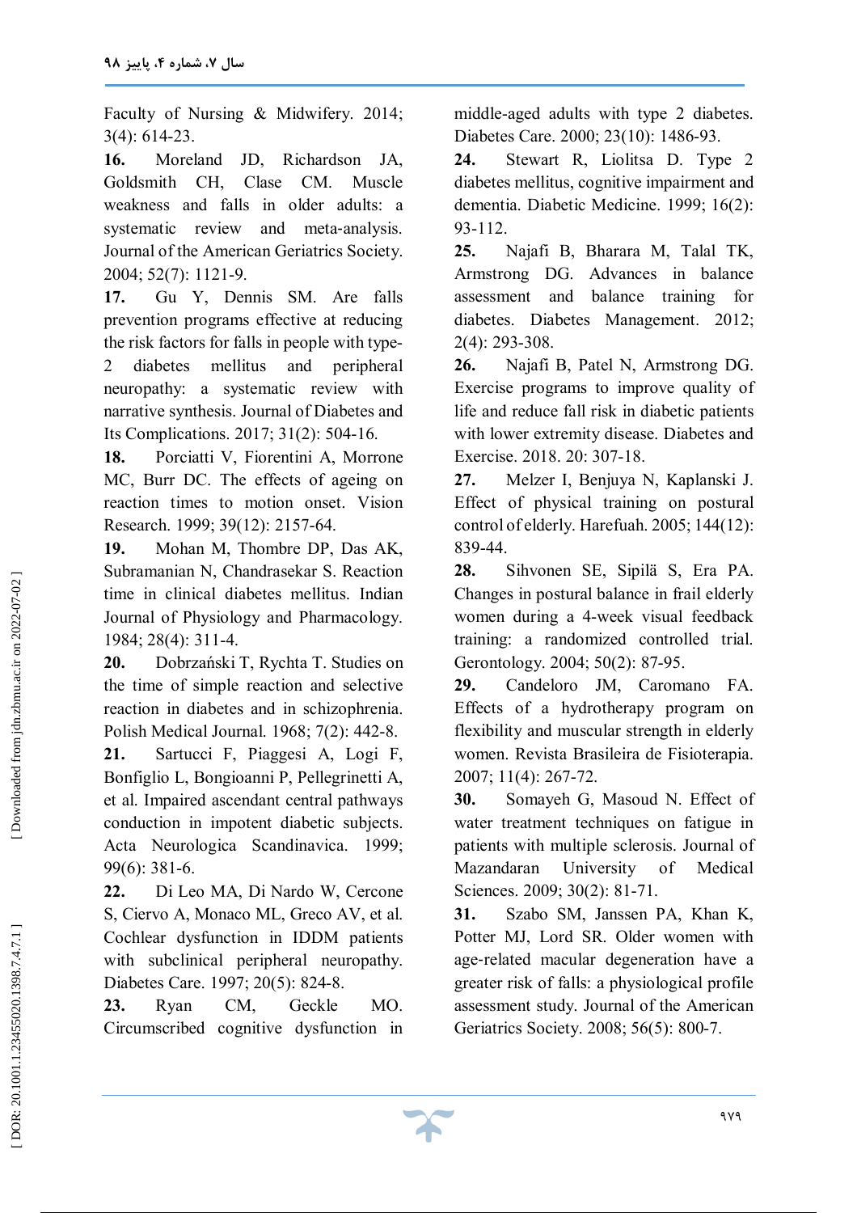Faculty of Nursing & Midwifery. 2014; 3(4): 614-23.

**16.** Moreland JD, Richardson JA, Goldsmith CH, Clase CM. Muscle weakness and falls in older adults: a systematic review and meta-analysis. Journal of the American Geriatrics Society. 2004; 52(7): 1121-9.

**17.** Gu Y, Dennis SM. Are falls prevention programs effective at reducing the risk factors for falls in people with type-2 diabetes mellitus and peripheral neuropathy: a systematic review with narrative synthesis. Journal of Diabetes and Its Complications. 2017; 31(2): 504-16.

**18.** Porciatti V, Fiorentini A, Morrone MC, Burr DC. The effects of ageing on reaction times to motion onset. Vision Research. 1999; 39(12): 2157-64.

**19.** Mohan M, Thombre DP, Das AK, Subramanian N, Chandrasekar S. Reaction time in clinical diabetes mellitus. Indian Journal of Physiology and Pharmacology. 1984; 28(4): 311-4.

**20.** Dobrzański T, Rychta T. Studies on the time of simple reaction and selective reaction in diabetes and in schizophrenia. Polish Medical Journal. 1968; 7(2): 442-8.

**21.** Sartucci F, Piaggesi A, Logi F, Bonfiglio L, Bongioanni P, Pellegrinetti A, et al. Impaired ascendant central pathways conduction in impotent diabetic subjects. Acta Neurologica Scandinavica. 1999; 99(6): 381-6.

**22.** Di Leo MA, Di Nardo W, Cercone S, Ciervo A, Monaco ML, Greco AV, et al. Cochlear dysfunction in IDDM patients with subclinical peripheral neuropathy. Diabetes Care. 1997; 20(5): 824-8.

**23.** Ryan CM, Geckle MO. Circumscribed cognitive dysfunction in middle-aged adults with type 2 diabetes. Diabetes Care. 2000; 23(10): 1486-93.

**24.** Stewart R, Liolitsa D. Type 2 diabetes mellitus, cognitive impairment and dementia. Diabetic Medicine. 1999; 16(2): 93-112.

**25.** Najafi B, Bharara M, Talal TK, Armstrong DG. Advances in balance assessment and balance training for diabetes. Diabetes Management. 2012; 2(4): 293-308.

**26.** Najafi B, Patel N, Armstrong DG. Exercise programs to improve quality of life and reduce fall risk in diabetic patients with lower extremity disease. Diabetes and Exercise. 2018. 20: 307-18.

**27.** Melzer I, Benjuya N, Kaplanski J. Effect of physical training on postural control of elderly. Harefuah. 2005; 144(12): 839-44.

**28.** Sihvonen SE, Sipilä S, Era PA. Changes in postural balance in frail elderly women during a 4-week visual feedback training: a randomized controlled trial. Gerontology. 2004; 50(2): 87-95.

**29.** Candeloro JM, Caromano FA. Effects of a hydrotherapy program on flexibility and muscular strength in elderly women. Revista Brasileira de Fisioterapia. 2007; 11(4): 267-72.

**30.** Somayeh G, Masoud N. Effect of water treatment techniques on fatigue in patients with multiple sclerosis. Journal of Mazandaran University of Medical Sciences. 2009; 30(2): 81-71.

**31.** Szabo SM, Janssen PA, Khan K, Potter MJ, Lord SR. Older women with age-related macular degeneration have a greater risk of falls: a physiological profile assessment study. Journal of the American Geriatrics Society. 2008; 56(5): 800-7.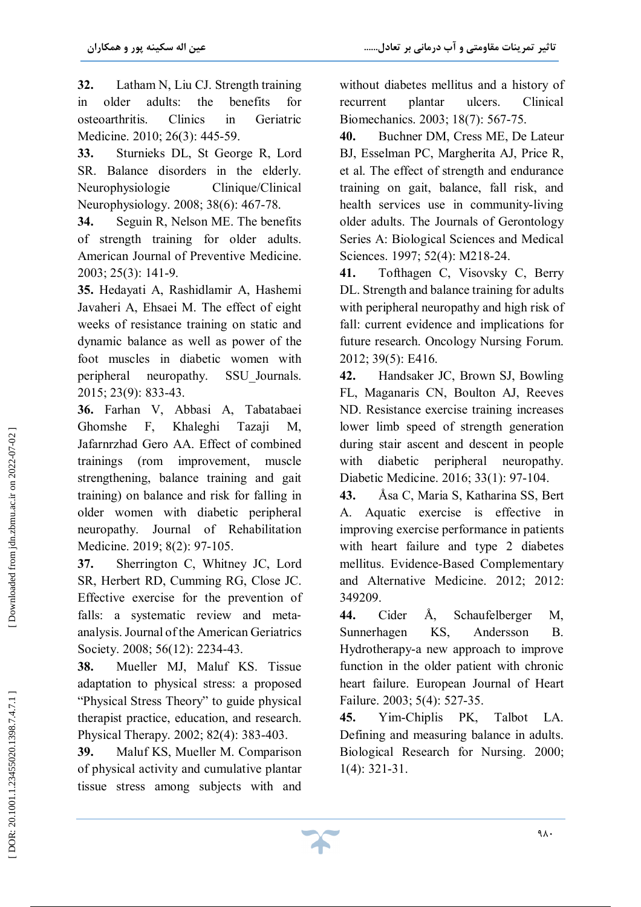32. Latham N, Liu CJ. Strength training in older adults: the benefits for osteoarthritis. Clinics in Geriatric Medicine. 2010; 26(3): 445-59.

33. Sturnieks DL, St George R, Lord SR. Balance disorders in the elderly. Neurophysiologie Clinique/Clinical Neurophysiology. 2008; 38(6): 467-78.

34. Seguin R, Nelson ME. The benefits of strength training for older adults. American Journal of Preventive Medicine. 2003; 25(3): 141-9.

35. Hedayati A, Rashidlamir A, Hashemi Javaheri A, Ehsaei M. The effect of eight weeks of resistance training on static and dynamic balance as well as power of the foot muscles in diabetic women with peripheral neuropathy. SSU_Journals. 2015; 23(9): 833-43.

36. Farhan V, Abbasi A, Tabatabaei Ghomshe F, Khaleghi Tazaji M, Jafarnrzhad Gero AA. Effect of combined trainings (rom improvement, muscle strengthening, balance training and gait training) on balance and risk for falling in older women with diabetic peripheral neuropathy. Journal of Rehabilitation Medicine. 2019; 8(2): 97-105.

37. Sherrington C, Whitney JC, Lord SR, Herbert RD, Cumming RG, Close JC. Effective exercise for the prevention of falls: a systematic review and meta-analysis. Journal of the American Geriatrics Society. 2008; 56(12): 2234-43.

38. Mueller MJ, Maluf KS. Tissue adaptation to physical stress: a proposed "Physical Stress Theory" to guide physical therapist practice, education, and research. Physical Therapy. 2002; 82(4): 383-403.

39. Maluf KS, Mueller M. Comparison of physical activity and cumulative plantar tissue stress among subjects with and without diabetes mellitus and a history of recurrent plantar ulcers. Clinical Biomechanics. 2003; 18(7): 567-75.

40. Buchner DM, Cress ME, De Lateur BJ, Esselman PC, Margherita AJ, Price R, et al. The effect of strength and endurance training on gait, balance, fall risk, and health services use in community-living older adults. The Journals of Gerontology Series A: Biological Sciences and Medical Sciences. 1997; 52(4): M218-24.

41. Tofthagen C, Visovsky C, Berry DL. Strength and balance training for adults with peripheral neuropathy and high risk of fall: current evidence and implications for future research. Oncology Nursing Forum. 2012; 39(5): E416.

42. Handsaker JC, Brown SJ, Bowling FL, Maganaris CN, Boulton AJ, Reeves ND. Resistance exercise training increases lower limb speed of strength generation during stair ascent and descent in people with diabetic peripheral neuropathy. Diabetic Medicine. 2016; 33(1): 97-104.

43. Åsa C, Maria S, Katharina SS, Bert A. Aquatic exercise is effective in improving exercise performance in patients with heart failure and type 2 diabetes mellitus. Evidence-Based Complementary and Alternative Medicine. 2012; 2012: 349209.

44. Cider Å, Schaufelberger M, Sunnerhagen KS, Andersson B. Hydrotherapy-a new approach to improve function in the older patient with chronic heart failure. European Journal of Heart Failure. 2003; 5(4): 527-35.

45. Yim-Chiplis PK, Talbot LA. Defining and measuring balance in adults. Biological Research for Nursing. 2000; 1(4): 321-31.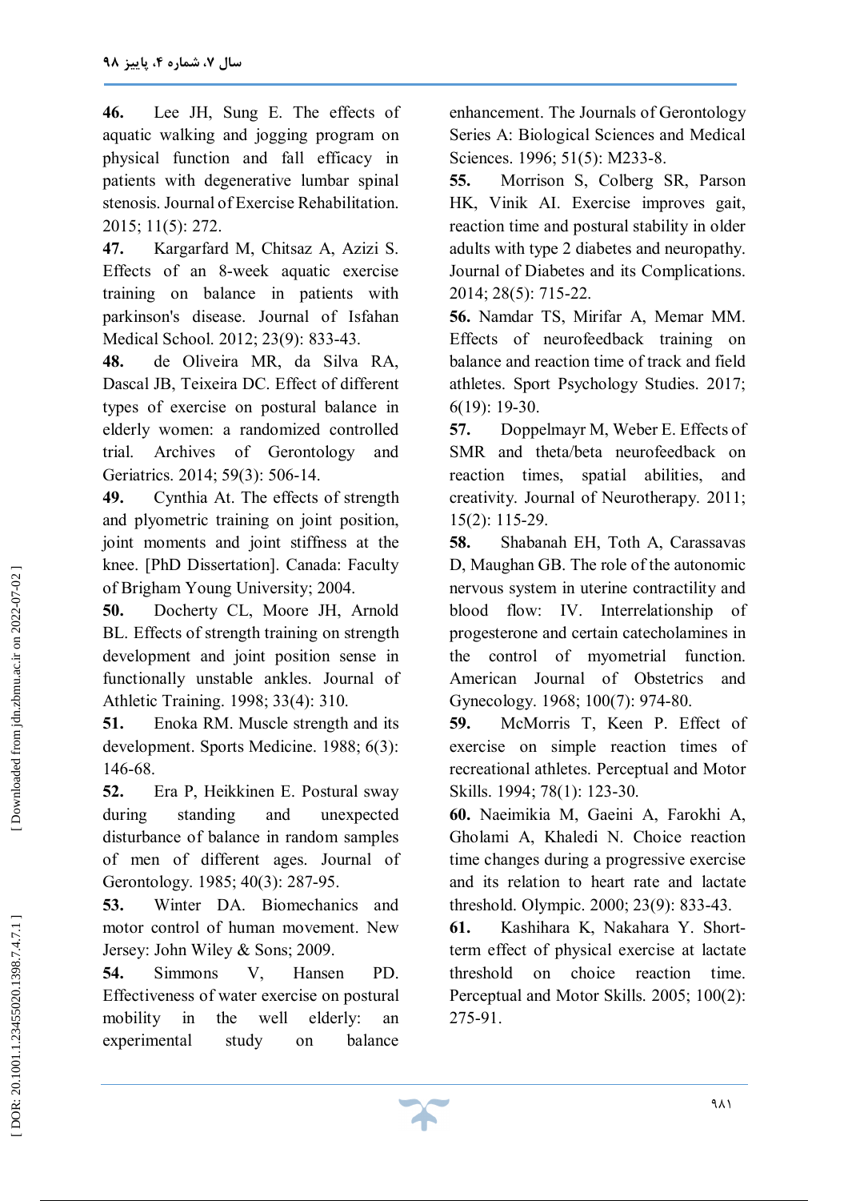**46.** Lee JH, Sung E. The effects of aquatic walking and jogging program on physical function and fall efficacy in patients with degenerative lumbar spinal stenosis. Journal of Exercise Rehabilitation. 2015; 11(5): 272.

**47.** Kargarfard M, Chitsaz A, Azizi S. Effects of an 8-week aquatic exercise training on balance in patients with parkinson's disease. Journal of Isfahan Medical School. 2012; 23(9): 833-43.

**48.** de Oliveira MR, da Silva RA, Dascal JB, Teixeira DC. Effect of different types of exercise on postural balance in elderly women: a randomized controlled trial. Archives of Gerontology and Geriatrics. 2014; 59(3): 506-14.

**49.** Cynthia At. The effects of strength and plyometric training on joint position, joint moments and joint stiffness at the knee. [PhD Dissertation]. Canada: Faculty of Brigham Young University; 2004.

**50.** Docherty CL, Moore JH, Arnold BL. Effects of strength training on strength development and joint position sense in functionally unstable ankles. Journal of Athletic Training. 1998; 33(4): 310.

**51.** Enoka RM. Muscle strength and its development. Sports Medicine. 1988; 6(3): 146-68.

**52.** Era P, Heikkinen E. Postural sway during standing and unexpected disturbance of balance in random samples of men of different ages. Journal of Gerontology. 1985; 40(3): 287-95.

**53.** Winter DA. Biomechanics and motor control of human movement. New Jersey: John Wiley & Sons; 2009.

**54.** Simmons V, Hansen PD. Effectiveness of water exercise on postural mobility in the well elderly: an experimental study on balance enhancement. The Journals of Gerontology Series A: Biological Sciences and Medical Sciences. 1996; 51(5): M233-8.

**55.** Morrison S, Colberg SR, Parson HK, Vinik AI. Exercise improves gait, reaction time and postural stability in older adults with type 2 diabetes and neuropathy. Journal of Diabetes and its Complications. 2014; 28(5): 715-22.

**56.** Namdar TS, Mirifar A, Memar MM. Effects of neurofeedback training on balance and reaction time of track and field athletes. Sport Psychology Studies. 2017; 6(19): 19-30.

**57.** Doppelmayr M, Weber E. Effects of SMR and theta/beta neurofeedback on reaction times, spatial abilities, and creativity. Journal of Neurotherapy. 2011; 15(2): 115-29.

**58.** Shabanah EH, Toth A, Carassavas D, Maughan GB. The role of the autonomic nervous system in uterine contractility and blood flow: IV. Interrelationship of progesterone and certain catecholamines in the control of myometrial function. American Journal of Obstetrics and Gynecology. 1968; 100(7): 974-80.

**59.** McMorris T, Keen P. Effect of exercise on simple reaction times of recreational athletes. Perceptual and Motor Skills. 1994; 78(1): 123-30.

**60.** Naeimikia M, Gaeini A, Farokhi A, Gholami A, Khaledi N. Choice reaction time changes during a progressive exercise and its relation to heart rate and lactate threshold. Olympic. 2000; 23(9): 833-43.

**61.** Kashihara K, Nakahara Y. Short-term effect of physical exercise at lactate threshold on choice reaction time. Perceptual and Motor Skills. 2005; 100(2): 275-91.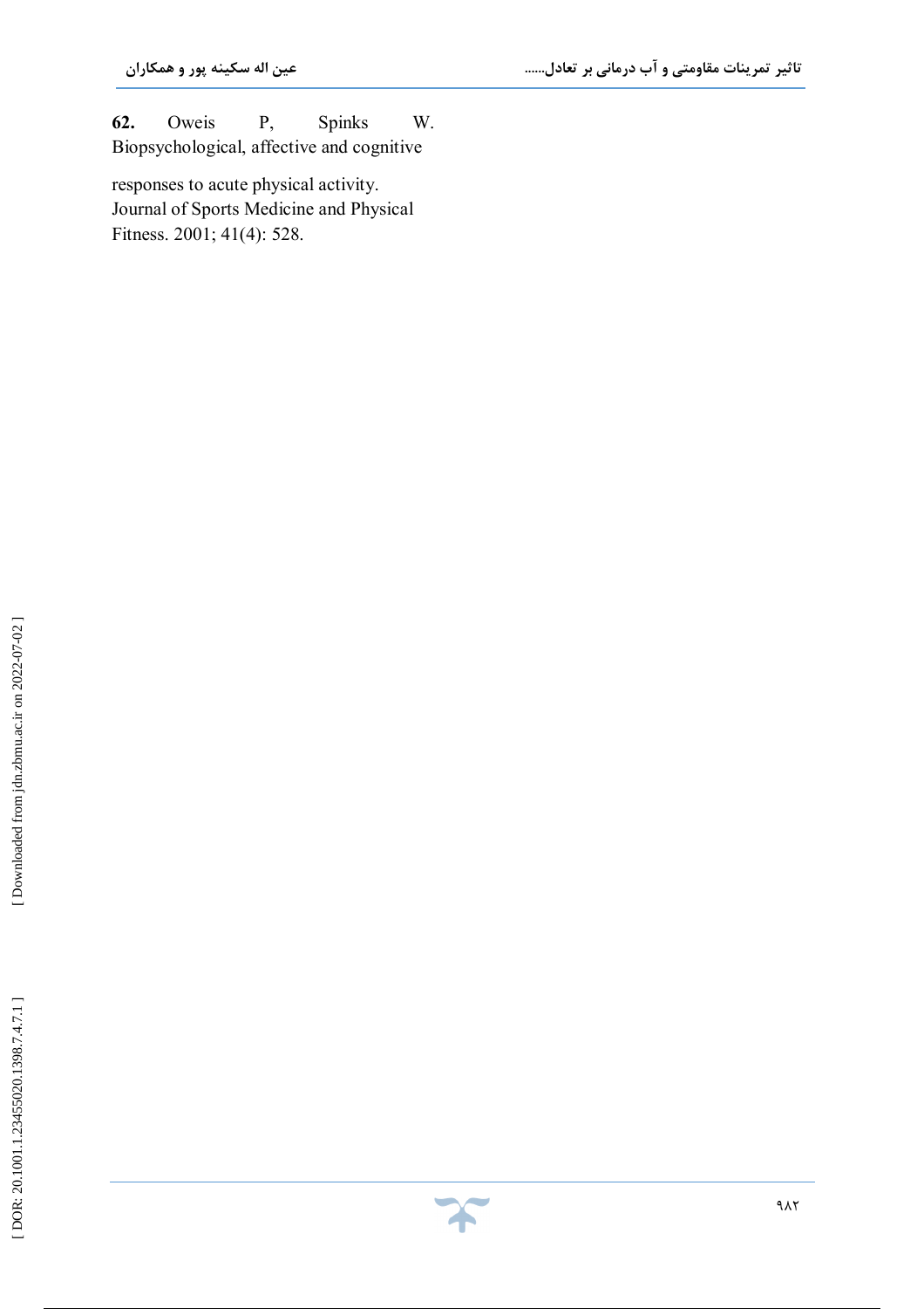**62.** Oweis P, Spinks W. Biopsychological, affective and cognitive responses to acute physical activity. Journal of Sports Medicine and Physical Fitness. 2001; 41(4): 528.